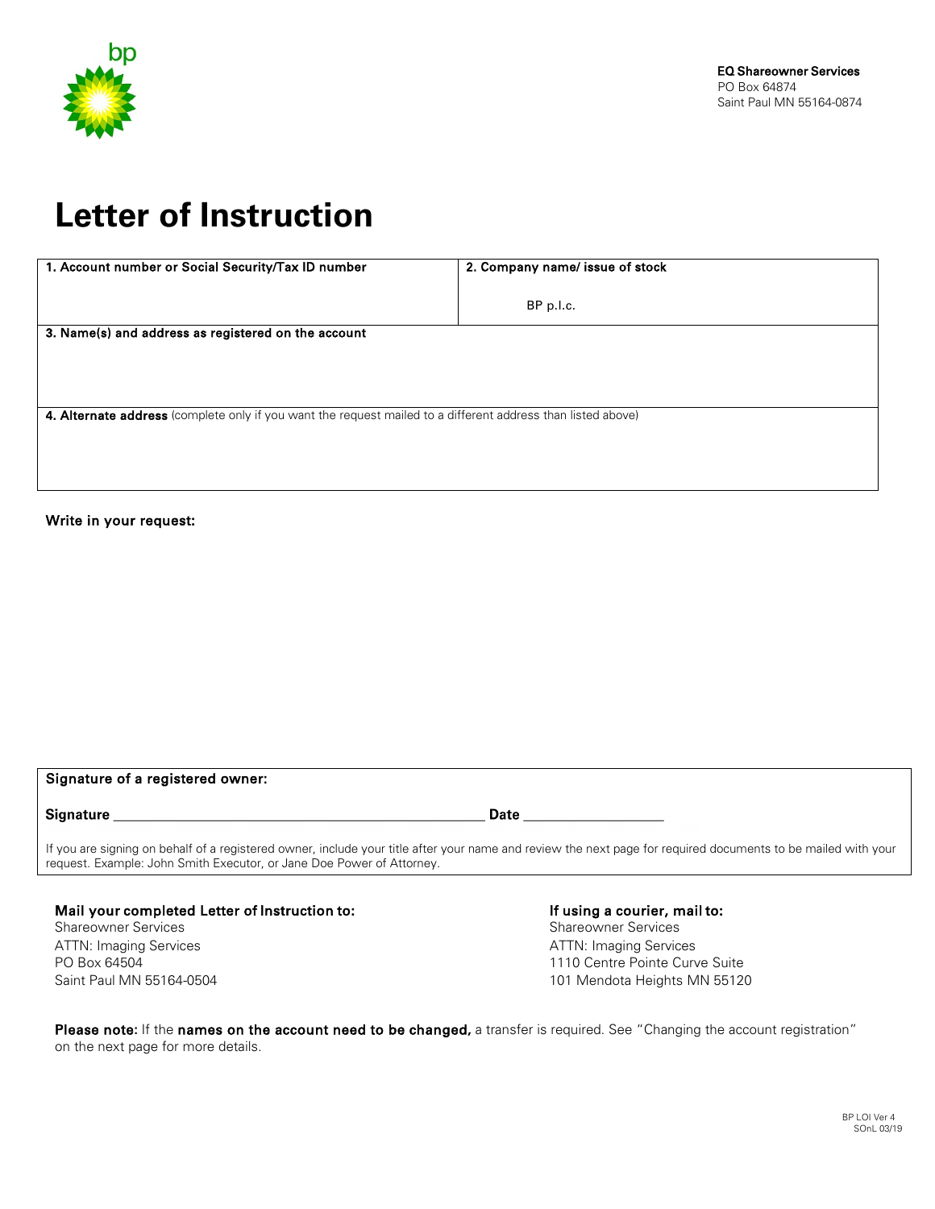bp

**EQ Shareowner Services**
PO Box 64874
Saint Paul MN 55164-0874

# Letter of Instruction

| **1. Account number or Social Security/Tax ID number** | **2. Company name/ issue of stock** |
|---|---|
| | BP p.l.c. |
| **3. Name(s) and address as registered on the account** | |
| | |
| **4. Alternate address** (complete only if you want the request mailed to a different address than listed above) | |
| | |

**Write in your request:**

**Signature of a registered owner:**

**Signature** ___________________________________________ **Date** _________________

If you are signing on behalf of a registered owner, include your title after your name and review the next page for required documents to be mailed with your request. Example: John Smith Executor, or Jane Doe Power of Attorney.

**Mail your completed Letter of Instruction to:**
Shareowner Services
ATTN: Imaging Services
PO Box 64504
Saint Paul MN 55164-0504

**If using a courier, mail to:**
Shareowner Services
ATTN: Imaging Services
1110 Centre Pointe Curve Suite
101 Mendota Heights MN 55120

**Please note:** If the **names on the account need to be changed,** a transfer is required. See "Changing the account registration" on the next page for more details.

BP LOI Ver 4
SOnL 03/19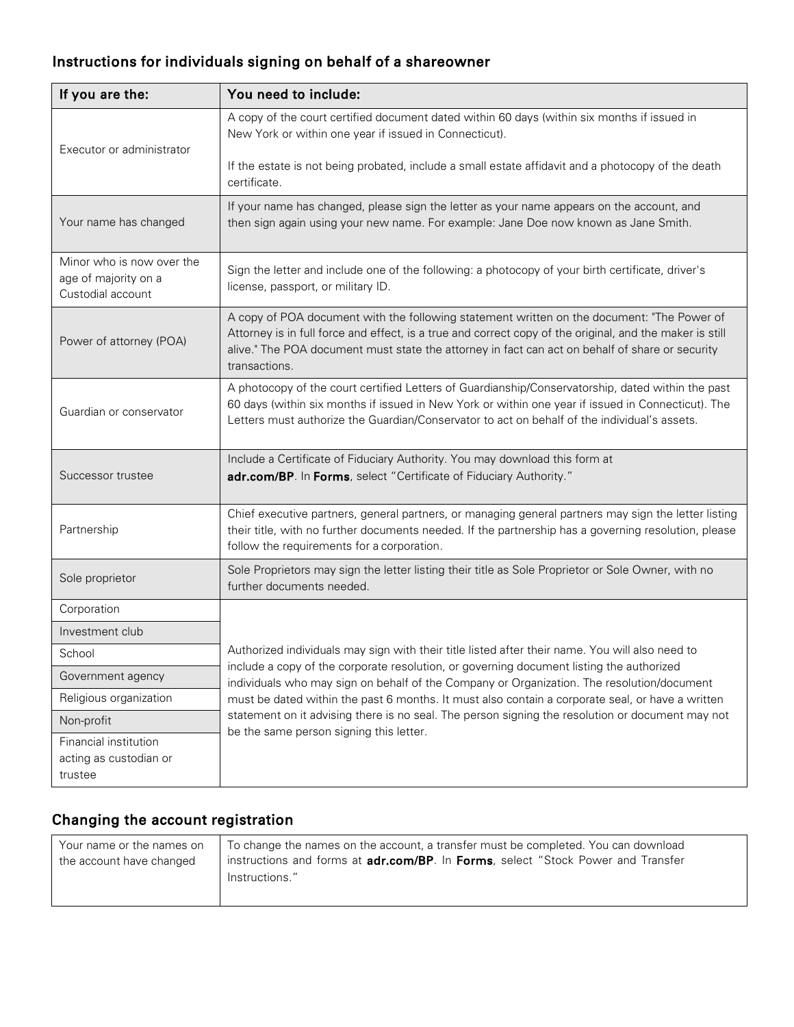## Instructions for individuals signing on behalf of a shareowner

| If you are the: | You need to include: |
|---|---|
| Executor or administrator | A copy of the court certified document dated within 60 days (within six months if issued in New York or within one year if issued in Connecticut).<br><br>If the estate is not being probated, include a small estate affidavit and a photocopy of the death certificate. |
| Your name has changed | If your name has changed, please sign the letter as your name appears on the account, and then sign again using your new name. For example: Jane Doe now known as Jane Smith. |
| Minor who is now over the age of majority on a Custodial account | Sign the letter and include one of the following: a photocopy of your birth certificate, driver's license, passport, or military ID. |
| Power of attorney (POA) | A copy of POA document with the following statement written on the document: "The Power of Attorney is in full force and effect, is a true and correct copy of the original, and the maker is still alive." The POA document must state the attorney in fact can act on behalf of share or security transactions. |
| Guardian or conservator | A photocopy of the court certified Letters of Guardianship/Conservatorship, dated within the past 60 days (within six months if issued in New York or within one year if issued in Connecticut). The Letters must authorize the Guardian/Conservator to act on behalf of the individual's assets. |
| Successor trustee | Include a Certificate of Fiduciary Authority. You may download this form at **adr.com/BP**. In **Forms**, select "Certificate of Fiduciary Authority." |
| Partnership | Chief executive partners, general partners, or managing general partners may sign the letter listing their title, with no further documents needed. If the partnership has a governing resolution, please follow the requirements for a corporation. |
| Sole proprietor | Sole Proprietors may sign the letter listing their title as Sole Proprietor or Sole Owner, with no further documents needed. |
| Corporation<br>Investment club<br>School<br>Government agency<br>Religious organization<br>Non-profit<br>Financial institution acting as custodian or trustee | Authorized individuals may sign with their title listed after their name. You will also need to include a copy of the corporate resolution, or governing document listing the authorized individuals who may sign on behalf of the Company or Organization. The resolution/document must be dated within the past 6 months. It must also contain a corporate seal, or have a written statement on it advising there is no seal. The person signing the resolution or document may not be the same person signing this letter. |

## Changing the account registration

| | |
|---|---|
| Your name or the names on the account have changed | To change the names on the account, a transfer must be completed. You can download instructions and forms at **adr.com/BP**. In **Forms**, select "Stock Power and Transfer Instructions." |